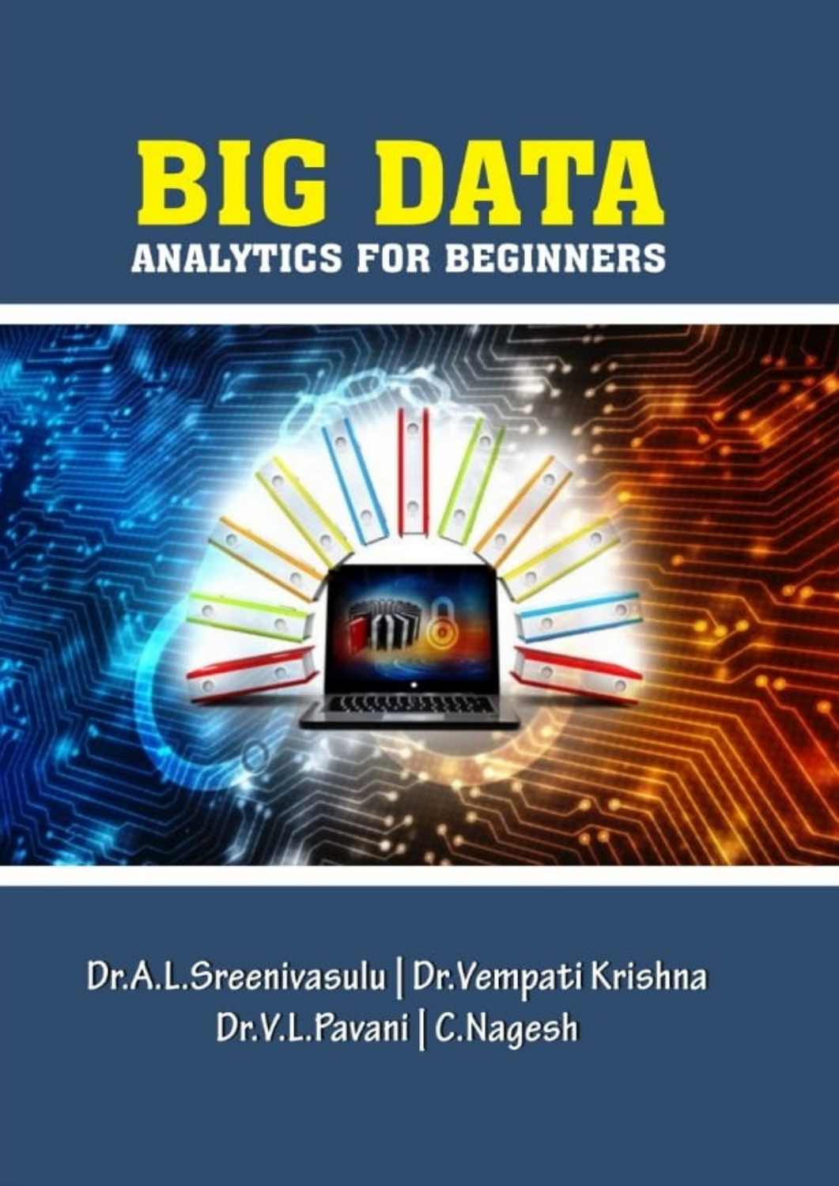# BIG DATA

## ANALYTICS FOR BEGINNERS

Dr.A.L.Sreenivasulu | Dr.Vempati Krishna
Dr.V.L.Pavani | C.Nagesh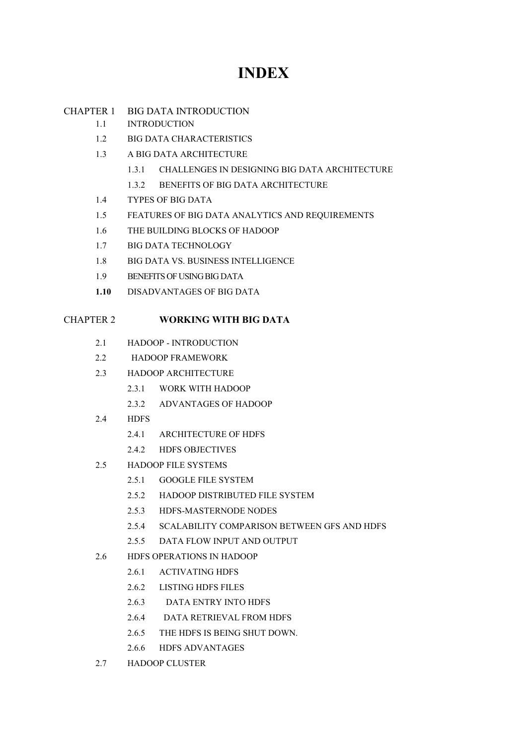# INDEX

CHAPTER 1 BIG DATA INTRODUCTION

- 1.1 INTRODUCTION
- 1.2 BIG DATA CHARACTERISTICS
- 1.3 A BIG DATA ARCHITECTURE
  - 1.3.1 CHALLENGES IN DESIGNING BIG DATA ARCHITECTURE
  - 1.3.2 BENEFITS OF BIG DATA ARCHITECTURE
- 1.4 TYPES OF BIG DATA
- 1.5 FEATURES OF BIG DATA ANALYTICS AND REQUIREMENTS
- 1.6 THE BUILDING BLOCKS OF HADOOP
- 1.7 BIG DATA TECHNOLOGY
- 1.8 BIG DATA VS. BUSINESS INTELLIGENCE
- 1.9 BENEFITS OF USING BIG DATA
- **1.10** DISADVANTAGES OF BIG DATA

CHAPTER 2 **WORKING WITH BIG DATA**

- 2.1 HADOOP - INTRODUCTION
- 2.2 HADOOP FRAMEWORK
- 2.3 HADOOP ARCHITECTURE
  - 2.3.1 WORK WITH HADOOP
  - 2.3.2 ADVANTAGES OF HADOOP
- 2.4 HDFS
  - 2.4.1 ARCHITECTURE OF HDFS
  - 2.4.2 HDFS OBJECTIVES
- 2.5 HADOOP FILE SYSTEMS
  - 2.5.1 GOOGLE FILE SYSTEM
  - 2.5.2 HADOOP DISTRIBUTED FILE SYSTEM
  - 2.5.3 HDFS-MASTERNODE NODES
  - 2.5.4 SCALABILITY COMPARISON BETWEEN GFS AND HDFS
  - 2.5.5 DATA FLOW INPUT AND OUTPUT
- 2.6 HDFS OPERATIONS IN HADOOP
  - 2.6.1 ACTIVATING HDFS
  - 2.6.2 LISTING HDFS FILES
  - 2.6.3 DATA ENTRY INTO HDFS
  - 2.6.4 DATA RETRIEVAL FROM HDFS
  - 2.6.5 THE HDFS IS BEING SHUT DOWN.
  - 2.6.6 HDFS ADVANTAGES
- 2.7 HADOOP CLUSTER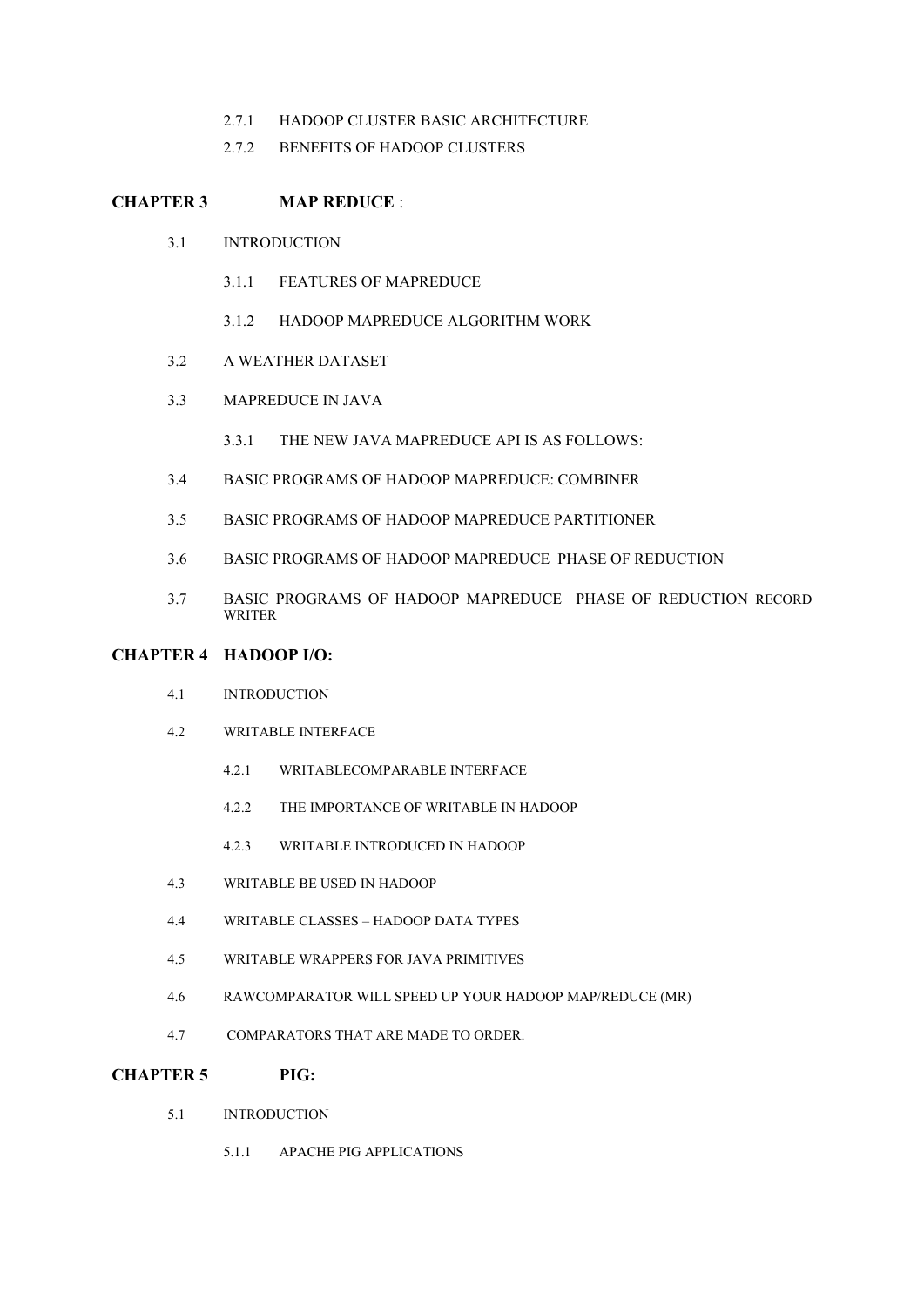2.7.1 HADOOP CLUSTER BASIC ARCHITECTURE

2.7.2 BENEFITS OF HADOOP CLUSTERS

## CHAPTER 3 MAP REDUCE :

3.1 INTRODUCTION

3.1.1 FEATURES OF MAPREDUCE

3.1.2 HADOOP MAPREDUCE ALGORITHM WORK

3.2 A WEATHER DATASET

3.3 MAPREDUCE IN JAVA

3.3.1 THE NEW JAVA MAPREDUCE API IS AS FOLLOWS:

3.4 BASIC PROGRAMS OF HADOOP MAPREDUCE: COMBINER

3.5 BASIC PROGRAMS OF HADOOP MAPREDUCE PARTITIONER

3.6 BASIC PROGRAMS OF HADOOP MAPREDUCE PHASE OF REDUCTION

3.7 BASIC PROGRAMS OF HADOOP MAPREDUCE PHASE OF REDUCTION RECORD WRITER

## CHAPTER 4 HADOOP I/O:

4.1 INTRODUCTION

4.2 WRITABLE INTERFACE

4.2.1 WRITABLECOMPARABLE INTERFACE

4.2.2 THE IMPORTANCE OF WRITABLE IN HADOOP

4.2.3 WRITABLE INTRODUCED IN HADOOP

4.3 WRITABLE BE USED IN HADOOP

4.4 WRITABLE CLASSES – HADOOP DATA TYPES

4.5 WRITABLE WRAPPERS FOR JAVA PRIMITIVES

4.6 RAWCOMPARATOR WILL SPEED UP YOUR HADOOP MAP/REDUCE (MR)

4.7 COMPARATORS THAT ARE MADE TO ORDER.

## CHAPTER 5 PIG:

5.1 INTRODUCTION

5.1.1 APACHE PIG APPLICATIONS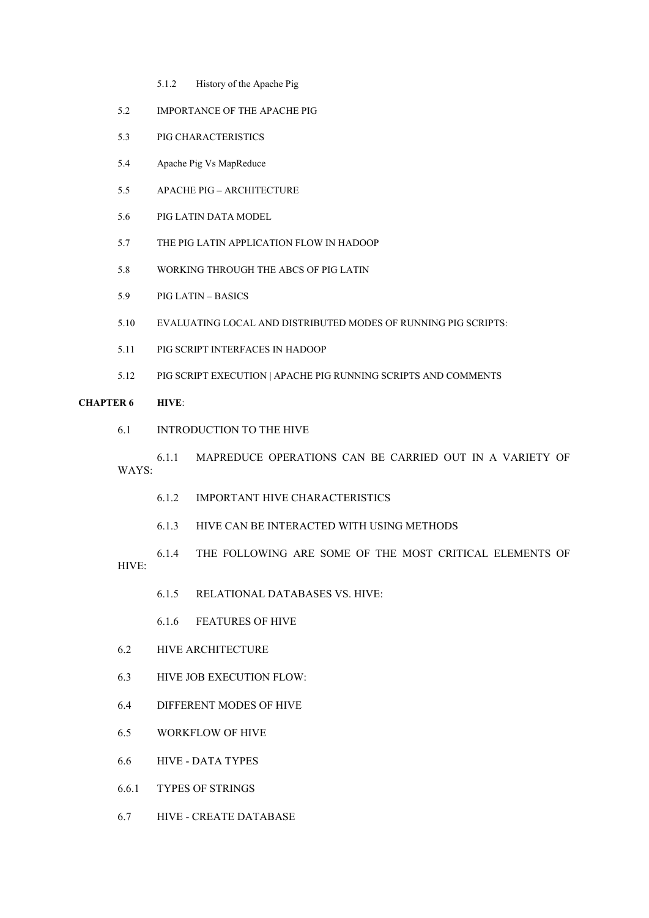5.1.2 History of the Apache Pig

5.2 IMPORTANCE OF THE APACHE PIG

5.3 PIG CHARACTERISTICS

5.4 Apache Pig Vs MapReduce

5.5 APACHE PIG – ARCHITECTURE

5.6 PIG LATIN DATA MODEL

5.7 THE PIG LATIN APPLICATION FLOW IN HADOOP

5.8 WORKING THROUGH THE ABCS OF PIG LATIN

5.9 PIG LATIN – BASICS

5.10 EVALUATING LOCAL AND DISTRIBUTED MODES OF RUNNING PIG SCRIPTS:

5.11 PIG SCRIPT INTERFACES IN HADOOP

5.12 PIG SCRIPT EXECUTION | APACHE PIG RUNNING SCRIPTS AND COMMENTS

**CHAPTER 6 HIVE**:

6.1 INTRODUCTION TO THE HIVE

6.1.1 MAPREDUCE OPERATIONS CAN BE CARRIED OUT IN A VARIETY OF WAYS:

6.1.2 IMPORTANT HIVE CHARACTERISTICS

6.1.3 HIVE CAN BE INTERACTED WITH USING METHODS

6.1.4 THE FOLLOWING ARE SOME OF THE MOST CRITICAL ELEMENTS OF HIVE:

6.1.5 RELATIONAL DATABASES VS. HIVE:

6.1.6 FEATURES OF HIVE

6.2 HIVE ARCHITECTURE

6.3 HIVE JOB EXECUTION FLOW:

6.4 DIFFERENT MODES OF HIVE

6.5 WORKFLOW OF HIVE

6.6 HIVE - DATA TYPES

6.6.1 TYPES OF STRINGS

6.7 HIVE - CREATE DATABASE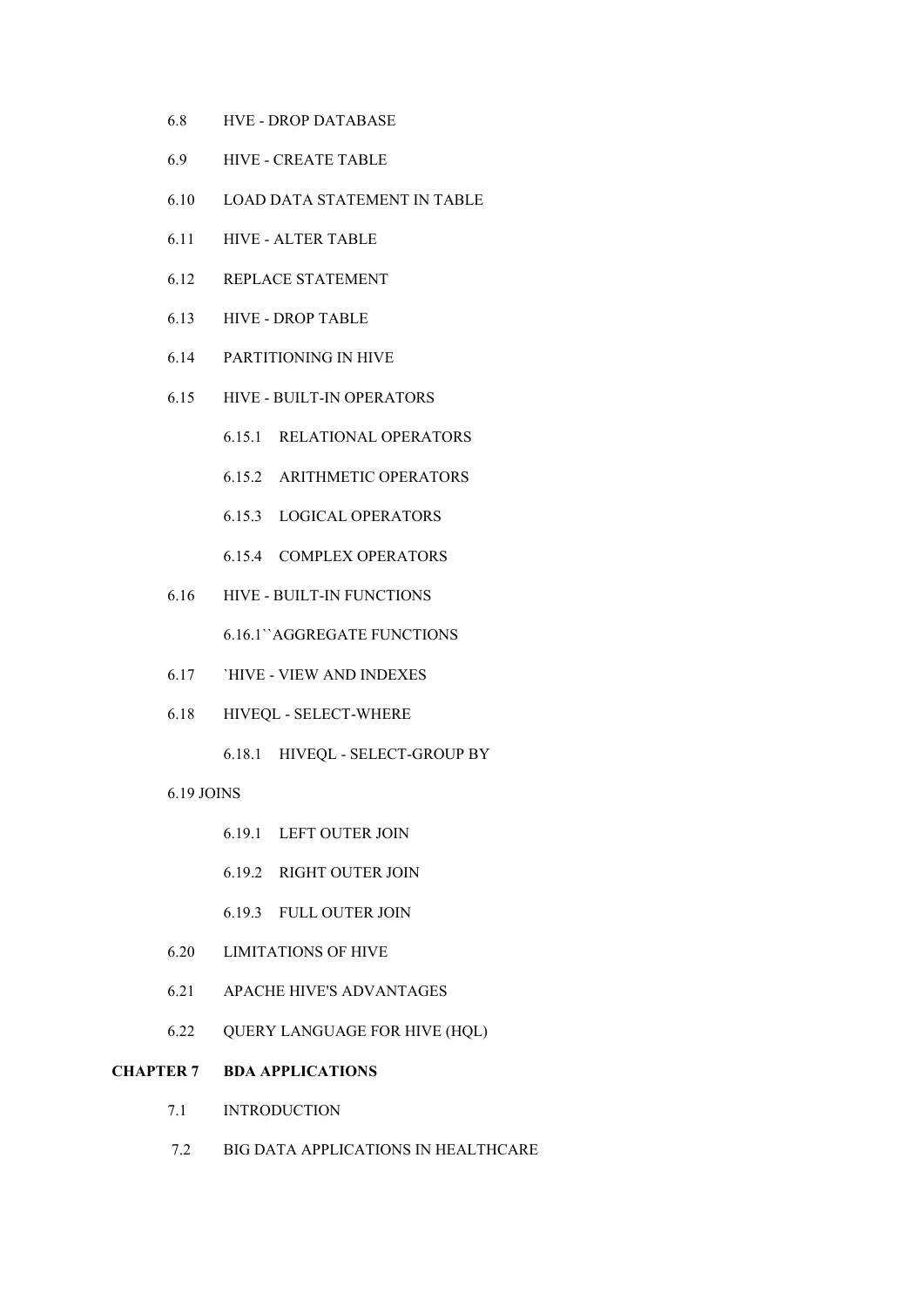6.8 HVE - DROP DATABASE

6.9 HIVE - CREATE TABLE

6.10 LOAD DATA STATEMENT IN TABLE

6.11 HIVE - ALTER TABLE

6.12 REPLACE STATEMENT

6.13 HIVE - DROP TABLE

6.14 PARTITIONING IN HIVE

6.15 HIVE - BUILT-IN OPERATORS

  6.15.1 RELATIONAL OPERATORS

  6.15.2 ARITHMETIC OPERATORS

  6.15.3 LOGICAL OPERATORS

  6.15.4 COMPLEX OPERATORS

6.16 HIVE - BUILT-IN FUNCTIONS

  6.16.1``AGGREGATE FUNCTIONS

6.17 `HIVE - VIEW AND INDEXES

6.18 HIVEQL - SELECT-WHERE

  6.18.1 HIVEQL - SELECT-GROUP BY

6.19 JOINS

  6.19.1 LEFT OUTER JOIN

  6.19.2 RIGHT OUTER JOIN

  6.19.3 FULL OUTER JOIN

6.20 LIMITATIONS OF HIVE

6.21 APACHE HIVE'S ADVANTAGES

6.22 QUERY LANGUAGE FOR HIVE (HQL)

**CHAPTER 7 BDA APPLICATIONS**

7.1 INTRODUCTION

7.2 BIG DATA APPLICATIONS IN HEALTHCARE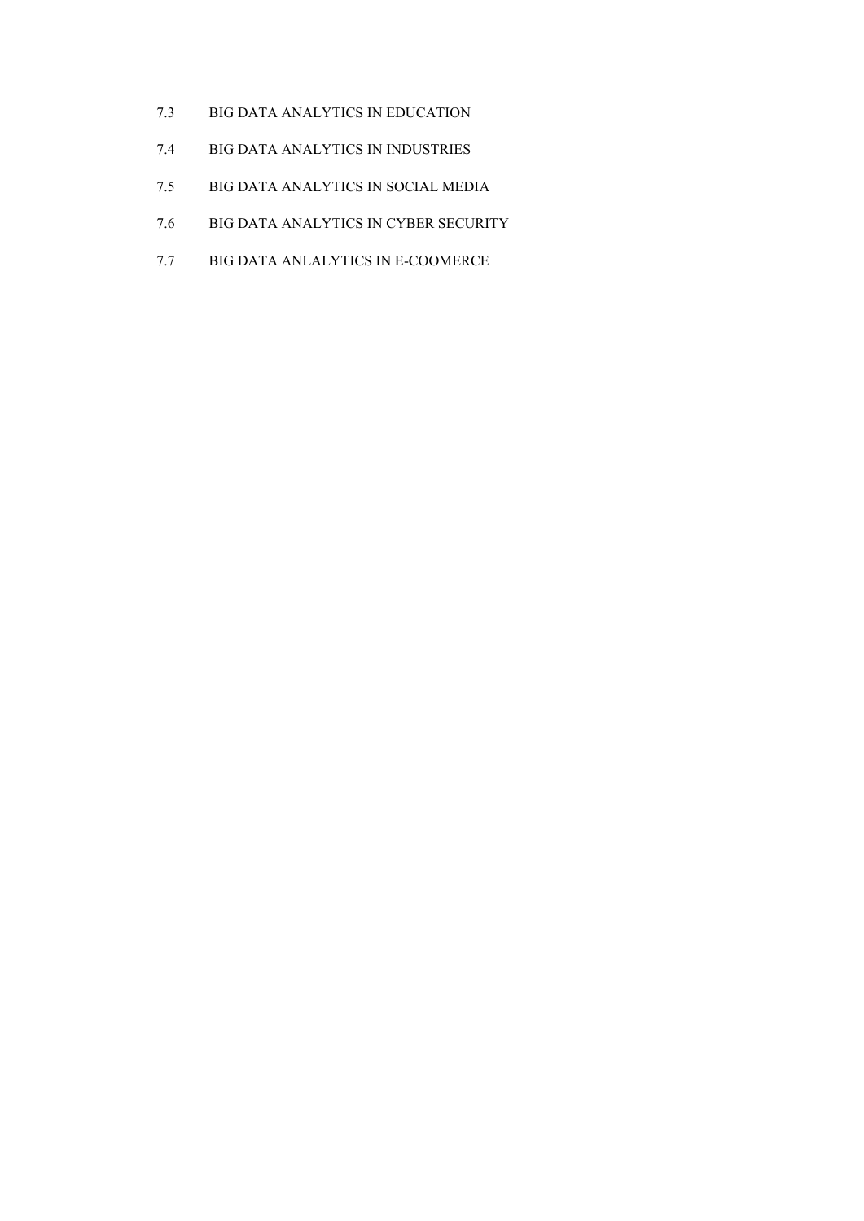7.3 BIG DATA ANALYTICS IN EDUCATION

7.4 BIG DATA ANALYTICS IN INDUSTRIES

7.5 BIG DATA ANALYTICS IN SOCIAL MEDIA

7.6 BIG DATA ANALYTICS IN CYBER SECURITY

7.7 BIG DATA ANLALYTICS IN E-COOMERCE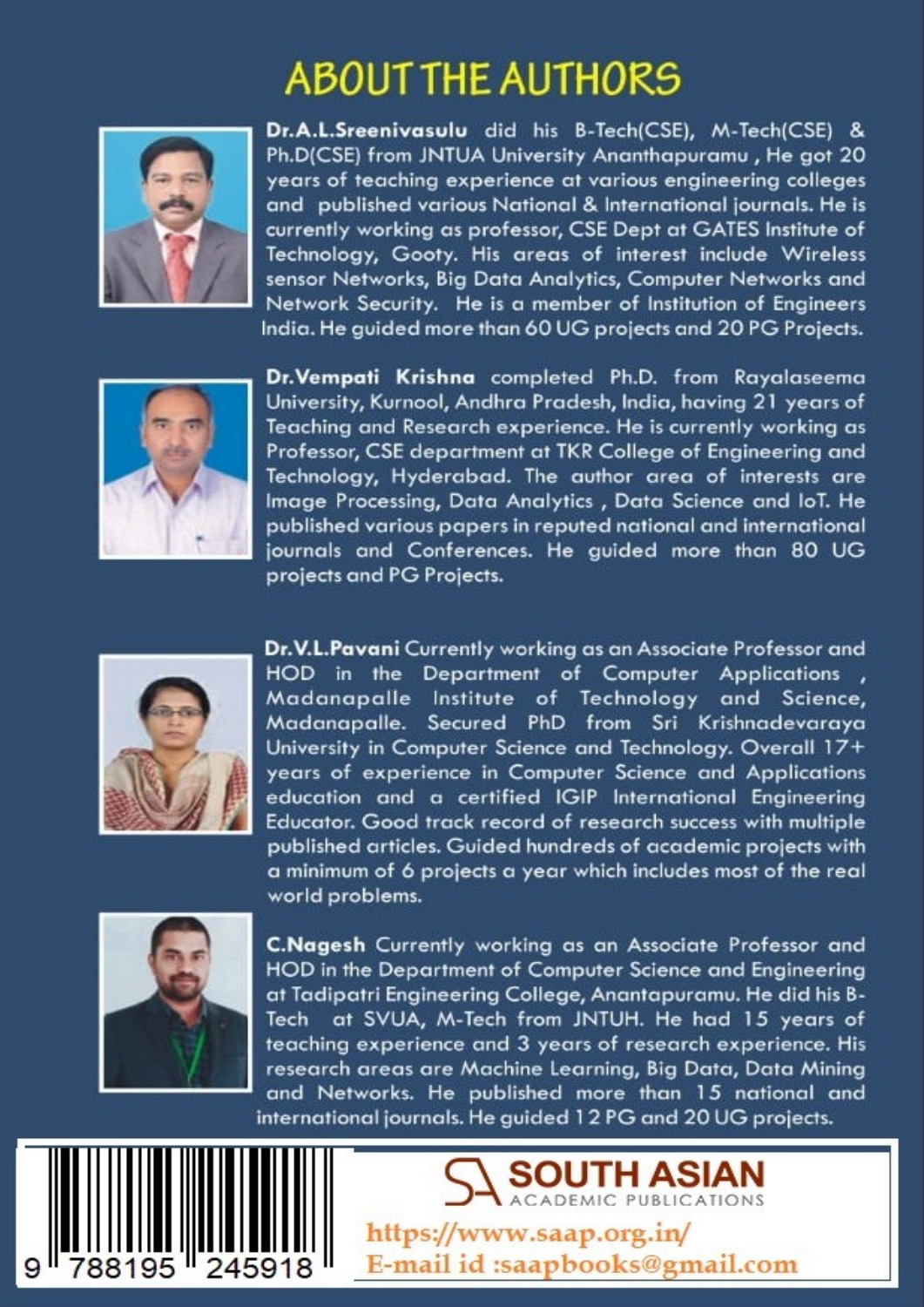# ABOUT THE AUTHORS

**Dr.A.L.Sreenivasulu** did his B-Tech(CSE), M-Tech(CSE) & Ph.D(CSE) from JNTUA University Ananthapuramu , He got 20 years of teaching experience at various engineering colleges and published various National & International journals. He is currently working as professor, CSE Dept at GATES Institute of Technology, Gooty. His areas of interest include Wireless sensor Networks, Big Data Analytics, Computer Networks and Network Security. He is a member of Institution of Engineers India. He guided more than 60 UG projects and 20 PG Projects.

**Dr.Vempati Krishna** completed Ph.D. from Rayalaseema University, Kurnool, Andhra Pradesh, India, having 21 years of Teaching and Research experience. He is currently working as Professor, CSE department at TKR College of Engineering and Technology, Hyderabad. The author area of interests are Image Processing, Data Analytics , Data Science and IoT. He published various papers in reputed national and international journals and Conferences. He guided more than 80 UG projects and PG Projects.

**Dr.V.L.Pavani** Currently working as an Associate Professor and HOD in the Department of Computer Applications , Madanapalle Institute of Technology and Science, Madanapalle. Secured PhD from Sri Krishnadevaraya University in Computer Science and Technology. Overall 17+ years of experience in Computer Science and Applications education and a certified IGIP International Engineering Educator. Good track record of research success with multiple published articles. Guided hundreds of academic projects with a minimum of 6 projects a year which includes most of the real world problems.

**C.Nagesh** Currently working as an Associate Professor and HOD in the Department of Computer Science and Engineering at Tadipatri Engineering College, Anantapuramu. He did his B-Tech at SVUA, M-Tech from JNTUH. He had 15 years of teaching experience and 3 years of research experience. His research areas are Machine Learning, Big Data, Data Mining and Networks. He published more than 15 national and international journals. He guided 12 PG and 20 UG projects.

9 788195 245918

SOUTH ASIAN ACADEMIC PUBLICATIONS

https://www.saap.org.in/

E-mail id :saapbooks@gmail.com